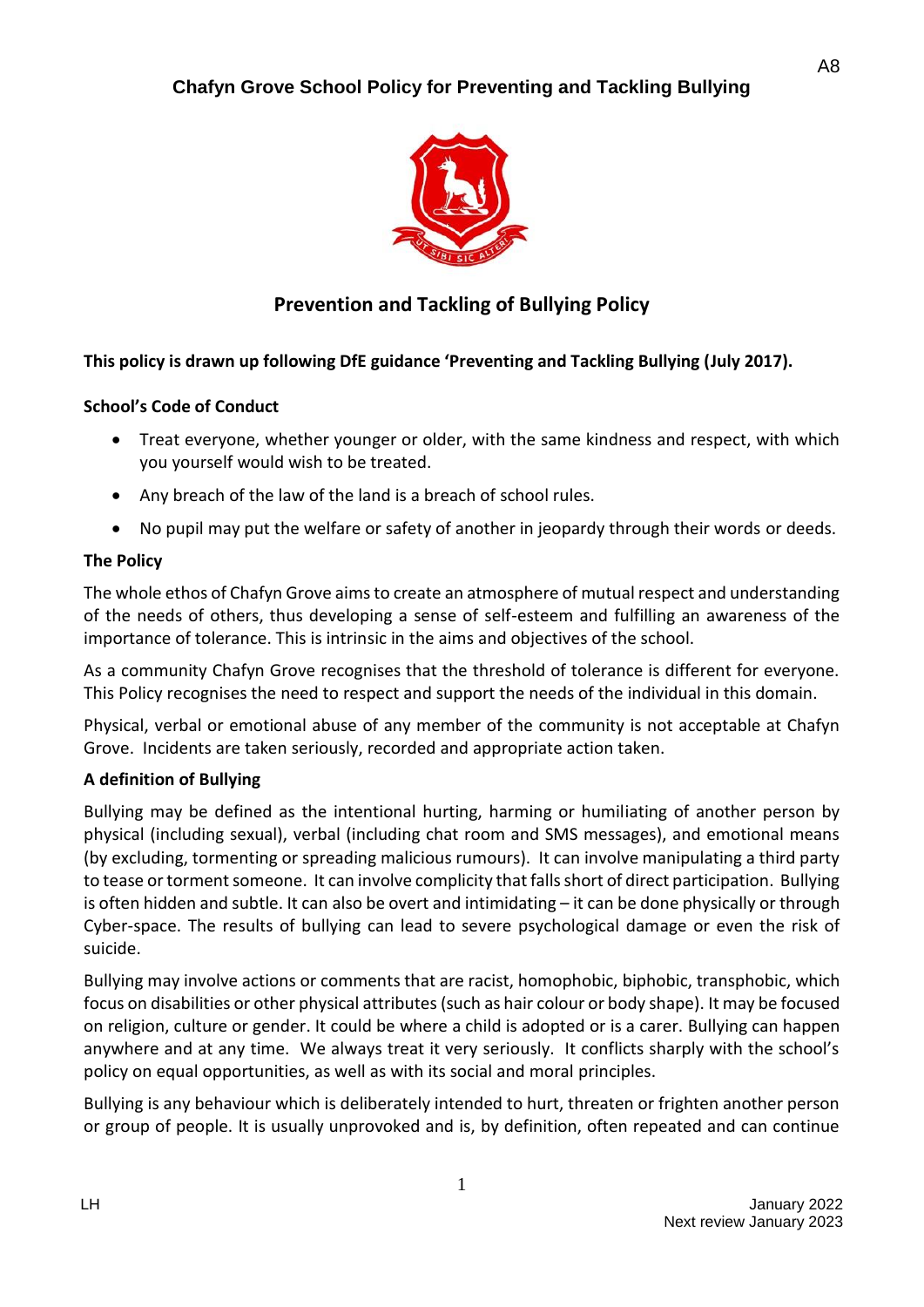# Chafyn Grove School Policy for Preventing and Tackling Bullying

## Prevention and Tackling of Bullying Policy

**This policy is drawn up following DfE guidance 'Preventing and Tackling Bullying (July 2017).**

**School's Code of Conduct**

- Treat everyone, whether younger or older, with the same kindness and respect, with which you yourself would wish to be treated.
- Any breach of the law of the land is a breach of school rules.
- No pupil may put the welfare or safety of another in jeopardy through their words or deeds.

**The Policy**

The whole ethos of Chafyn Grove aims to create an atmosphere of mutual respect and understanding of the needs of others, thus developing a sense of self-esteem and fulfilling an awareness of the importance of tolerance. This is intrinsic in the aims and objectives of the school.

As a community Chafyn Grove recognises that the threshold of tolerance is different for everyone. This Policy recognises the need to respect and support the needs of the individual in this domain.

Physical, verbal or emotional abuse of any member of the community is not acceptable at Chafyn Grove. Incidents are taken seriously, recorded and appropriate action taken.

**A definition of Bullying**

Bullying may be defined as the intentional hurting, harming or humiliating of another person by physical (including sexual), verbal (including chat room and SMS messages), and emotional means (by excluding, tormenting or spreading malicious rumours). It can involve manipulating a third party to tease or torment someone. It can involve complicity that falls short of direct participation. Bullying is often hidden and subtle. It can also be overt and intimidating – it can be done physically or through Cyber-space. The results of bullying can lead to severe psychological damage or even the risk of suicide.

Bullying may involve actions or comments that are racist, homophobic, biphobic, transphobic, which focus on disabilities or other physical attributes (such as hair colour or body shape). It may be focused on religion, culture or gender. It could be where a child is adopted or is a carer. Bullying can happen anywhere and at any time. We always treat it very seriously. It conflicts sharply with the school's policy on equal opportunities, as well as with its social and moral principles.

Bullying is any behaviour which is deliberately intended to hurt, threaten or frighten another person or group of people. It is usually unprovoked and is, by definition, often repeated and can continue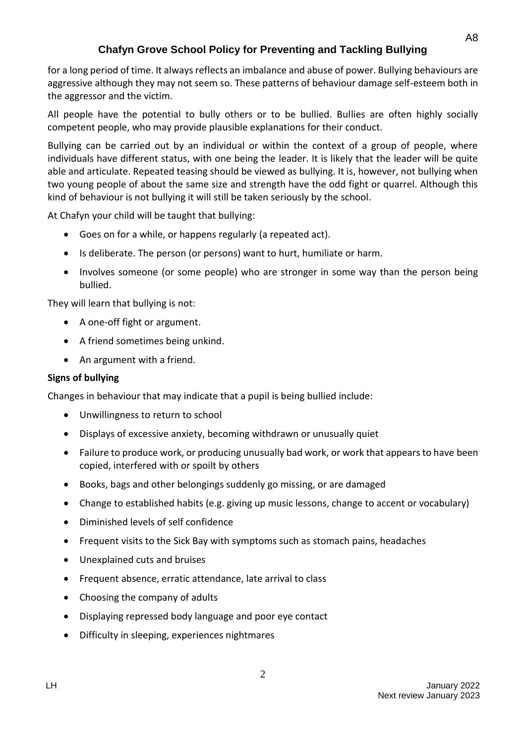for a long period of time. It always reflects an imbalance and abuse of power. Bullying behaviours are aggressive although they may not seem so. These patterns of behaviour damage self-esteem both in the aggressor and the victim.

All people have the potential to bully others or to be bullied. Bullies are often highly socially competent people, who may provide plausible explanations for their conduct.

Bullying can be carried out by an individual or within the context of a group of people, where individuals have different status, with one being the leader. It is likely that the leader will be quite able and articulate. Repeated teasing should be viewed as bullying. It is, however, not bullying when two young people of about the same size and strength have the odd fight or quarrel. Although this kind of behaviour is not bullying it will still be taken seriously by the school.

At Chafyn your child will be taught that bullying:

- Goes on for a while, or happens regularly (a repeated act).
- Is deliberate. The person (or persons) want to hurt, humiliate or harm.
- Involves someone (or some people) who are stronger in some way than the person being bullied.

They will learn that bullying is not:

- A one-off fight or argument.
- A friend sometimes being unkind.
- An argument with a friend.

**Signs of bullying**

Changes in behaviour that may indicate that a pupil is being bullied include:

- Unwillingness to return to school
- Displays of excessive anxiety, becoming withdrawn or unusually quiet
- Failure to produce work, or producing unusually bad work, or work that appears to have been copied, interfered with or spoilt by others
- Books, bags and other belongings suddenly go missing, or are damaged
- Change to established habits (e.g. giving up music lessons, change to accent or vocabulary)
- Diminished levels of self confidence
- Frequent visits to the Sick Bay with symptoms such as stomach pains, headaches
- Unexplained cuts and bruises
- Frequent absence, erratic attendance, late arrival to class
- Choosing the company of adults
- Displaying repressed body language and poor eye contact
- Difficulty in sleeping, experiences nightmares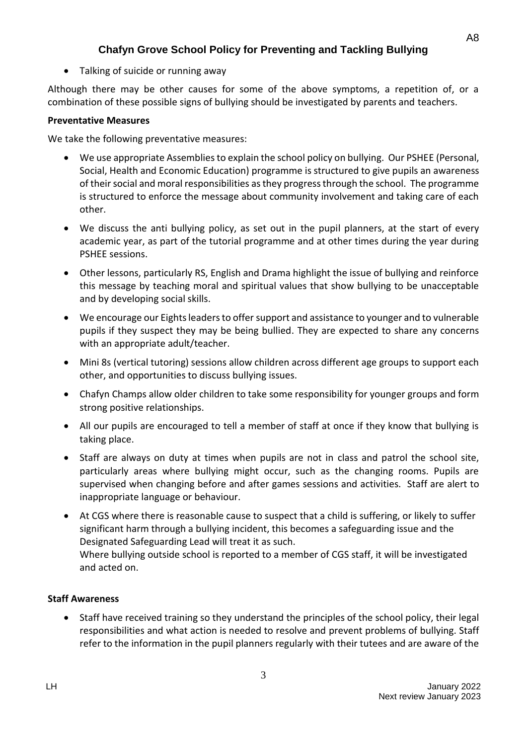- Talking of suicide or running away

Although there may be other causes for some of the above symptoms, a repetition of, or a combination of these possible signs of bullying should be investigated by parents and teachers.

**Preventative Measures**

We take the following preventative measures:

- We use appropriate Assemblies to explain the school policy on bullying. Our PSHEE (Personal, Social, Health and Economic Education) programme is structured to give pupils an awareness of their social and moral responsibilities as they progress through the school. The programme is structured to enforce the message about community involvement and taking care of each other.
- We discuss the anti bullying policy, as set out in the pupil planners, at the start of every academic year, as part of the tutorial programme and at other times during the year during PSHEE sessions.
- Other lessons, particularly RS, English and Drama highlight the issue of bullying and reinforce this message by teaching moral and spiritual values that show bullying to be unacceptable and by developing social skills.
- We encourage our Eights leaders to offer support and assistance to younger and to vulnerable pupils if they suspect they may be being bullied. They are expected to share any concerns with an appropriate adult/teacher.
- Mini 8s (vertical tutoring) sessions allow children across different age groups to support each other, and opportunities to discuss bullying issues.
- Chafyn Champs allow older children to take some responsibility for younger groups and form strong positive relationships.
- All our pupils are encouraged to tell a member of staff at once if they know that bullying is taking place.
- Staff are always on duty at times when pupils are not in class and patrol the school site, particularly areas where bullying might occur, such as the changing rooms. Pupils are supervised when changing before and after games sessions and activities. Staff are alert to inappropriate language or behaviour.
- At CGS where there is reasonable cause to suspect that a child is suffering, or likely to suffer significant harm through a bullying incident, this becomes a safeguarding issue and the Designated Safeguarding Lead will treat it as such.
  Where bullying outside school is reported to a member of CGS staff, it will be investigated and acted on.

**Staff Awareness**

- Staff have received training so they understand the principles of the school policy, their legal responsibilities and what action is needed to resolve and prevent problems of bullying. Staff refer to the information in the pupil planners regularly with their tutees and are aware of the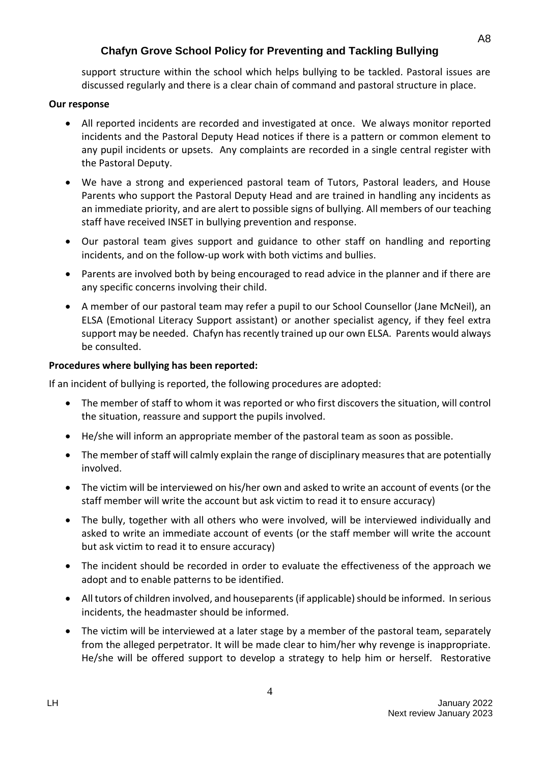support structure within the school which helps bullying to be tackled. Pastoral issues are discussed regularly and there is a clear chain of command and pastoral structure in place.

**Our response**

- All reported incidents are recorded and investigated at once. We always monitor reported incidents and the Pastoral Deputy Head notices if there is a pattern or common element to any pupil incidents or upsets. Any complaints are recorded in a single central register with the Pastoral Deputy.
- We have a strong and experienced pastoral team of Tutors, Pastoral leaders, and House Parents who support the Pastoral Deputy Head and are trained in handling any incidents as an immediate priority, and are alert to possible signs of bullying. All members of our teaching staff have received INSET in bullying prevention and response.
- Our pastoral team gives support and guidance to other staff on handling and reporting incidents, and on the follow-up work with both victims and bullies.
- Parents are involved both by being encouraged to read advice in the planner and if there are any specific concerns involving their child.
- A member of our pastoral team may refer a pupil to our School Counsellor (Jane McNeil), an ELSA (Emotional Literacy Support assistant) or another specialist agency, if they feel extra support may be needed. Chafyn has recently trained up our own ELSA. Parents would always be consulted.

**Procedures where bullying has been reported:**

If an incident of bullying is reported, the following procedures are adopted:

- The member of staff to whom it was reported or who first discovers the situation, will control the situation, reassure and support the pupils involved.
- He/she will inform an appropriate member of the pastoral team as soon as possible.
- The member of staff will calmly explain the range of disciplinary measures that are potentially involved.
- The victim will be interviewed on his/her own and asked to write an account of events (or the staff member will write the account but ask victim to read it to ensure accuracy)
- The bully, together with all others who were involved, will be interviewed individually and asked to write an immediate account of events (or the staff member will write the account but ask victim to read it to ensure accuracy)
- The incident should be recorded in order to evaluate the effectiveness of the approach we adopt and to enable patterns to be identified.
- All tutors of children involved, and houseparents (if applicable) should be informed. In serious incidents, the headmaster should be informed.
- The victim will be interviewed at a later stage by a member of the pastoral team, separately from the alleged perpetrator. It will be made clear to him/her why revenge is inappropriate. He/she will be offered support to develop a strategy to help him or herself. Restorative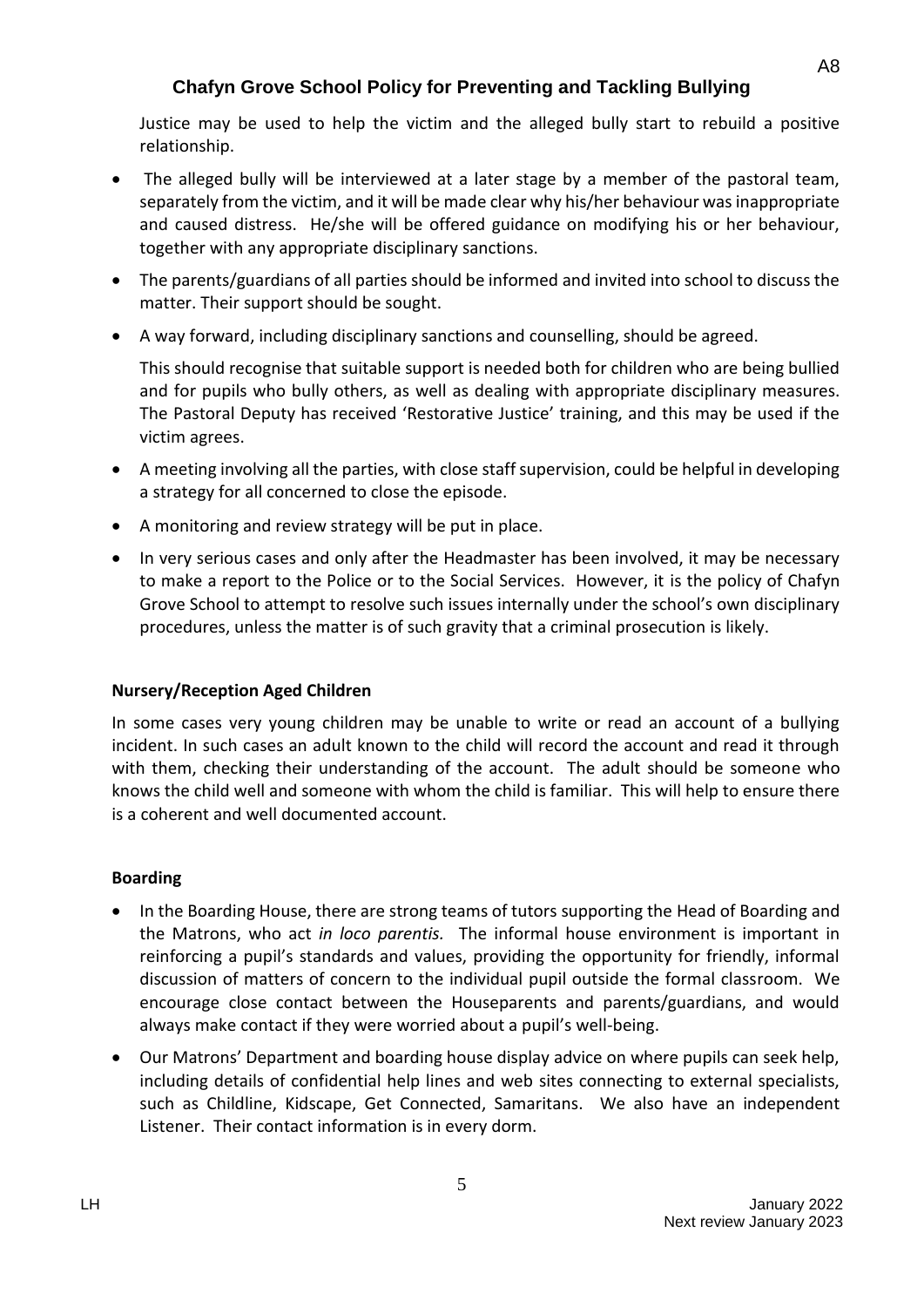Justice may be used to help the victim and the alleged bully start to rebuild a positive relationship.

- The alleged bully will be interviewed at a later stage by a member of the pastoral team, separately from the victim, and it will be made clear why his/her behaviour was inappropriate and caused distress. He/she will be offered guidance on modifying his or her behaviour, together with any appropriate disciplinary sanctions.
- The parents/guardians of all parties should be informed and invited into school to discuss the matter. Their support should be sought.
- A way forward, including disciplinary sanctions and counselling, should be agreed.

  This should recognise that suitable support is needed both for children who are being bullied and for pupils who bully others, as well as dealing with appropriate disciplinary measures. The Pastoral Deputy has received 'Restorative Justice' training, and this may be used if the victim agrees.
- A meeting involving all the parties, with close staff supervision, could be helpful in developing a strategy for all concerned to close the episode.
- A monitoring and review strategy will be put in place.
- In very serious cases and only after the Headmaster has been involved, it may be necessary to make a report to the Police or to the Social Services. However, it is the policy of Chafyn Grove School to attempt to resolve such issues internally under the school's own disciplinary procedures, unless the matter is of such gravity that a criminal prosecution is likely.

**Nursery/Reception Aged Children**

In some cases very young children may be unable to write or read an account of a bullying incident. In such cases an adult known to the child will record the account and read it through with them, checking their understanding of the account. The adult should be someone who knows the child well and someone with whom the child is familiar. This will help to ensure there is a coherent and well documented account.

**Boarding**

- In the Boarding House, there are strong teams of tutors supporting the Head of Boarding and the Matrons, who act *in loco parentis.* The informal house environment is important in reinforcing a pupil's standards and values, providing the opportunity for friendly, informal discussion of matters of concern to the individual pupil outside the formal classroom. We encourage close contact between the Houseparents and parents/guardians, and would always make contact if they were worried about a pupil's well-being.
- Our Matrons' Department and boarding house display advice on where pupils can seek help, including details of confidential help lines and web sites connecting to external specialists, such as Childline, Kidscape, Get Connected, Samaritans. We also have an independent Listener. Their contact information is in every dorm.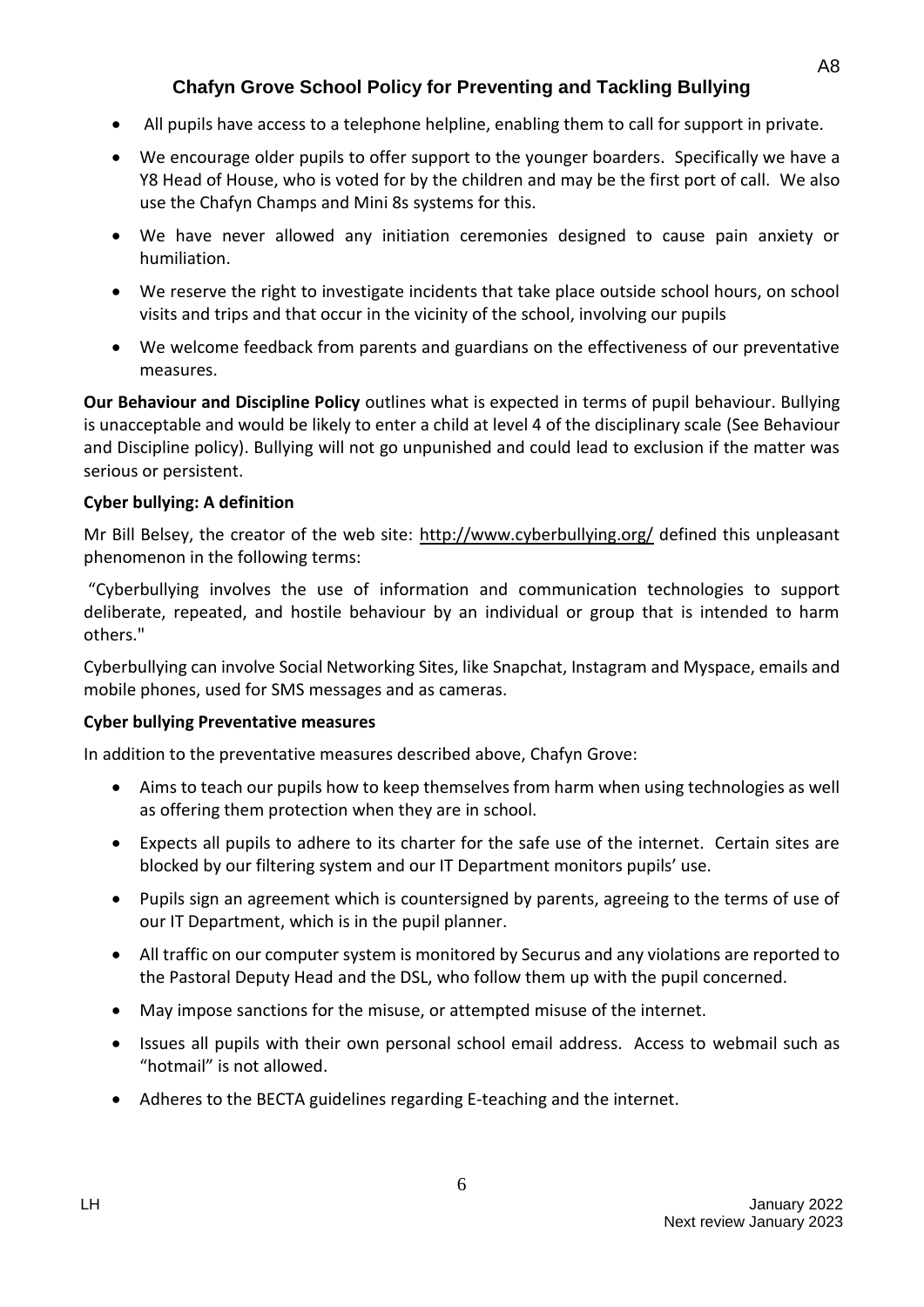- All pupils have access to a telephone helpline, enabling them to call for support in private.
- We encourage older pupils to offer support to the younger boarders. Specifically we have a Y8 Head of House, who is voted for by the children and may be the first port of call. We also use the Chafyn Champs and Mini 8s systems for this.
- We have never allowed any initiation ceremonies designed to cause pain anxiety or humiliation.
- We reserve the right to investigate incidents that take place outside school hours, on school visits and trips and that occur in the vicinity of the school, involving our pupils
- We welcome feedback from parents and guardians on the effectiveness of our preventative measures.

**Our Behaviour and Discipline Policy** outlines what is expected in terms of pupil behaviour. Bullying is unacceptable and would be likely to enter a child at level 4 of the disciplinary scale (See Behaviour and Discipline policy). Bullying will not go unpunished and could lead to exclusion if the matter was serious or persistent.

**Cyber bullying: A definition**

Mr Bill Belsey, the creator of the web site: http://www.cyberbullying.org/ defined this unpleasant phenomenon in the following terms:

"Cyberbullying involves the use of information and communication technologies to support deliberate, repeated, and hostile behaviour by an individual or group that is intended to harm others."

Cyberbullying can involve Social Networking Sites, like Snapchat, Instagram and Myspace, emails and mobile phones, used for SMS messages and as cameras.

**Cyber bullying Preventative measures**

In addition to the preventative measures described above, Chafyn Grove:

- Aims to teach our pupils how to keep themselves from harm when using technologies as well as offering them protection when they are in school.
- Expects all pupils to adhere to its charter for the safe use of the internet. Certain sites are blocked by our filtering system and our IT Department monitors pupils' use.
- Pupils sign an agreement which is countersigned by parents, agreeing to the terms of use of our IT Department, which is in the pupil planner.
- All traffic on our computer system is monitored by Securus and any violations are reported to the Pastoral Deputy Head and the DSL, who follow them up with the pupil concerned.
- May impose sanctions for the misuse, or attempted misuse of the internet.
- Issues all pupils with their own personal school email address. Access to webmail such as "hotmail" is not allowed.
- Adheres to the BECTA guidelines regarding E-teaching and the internet.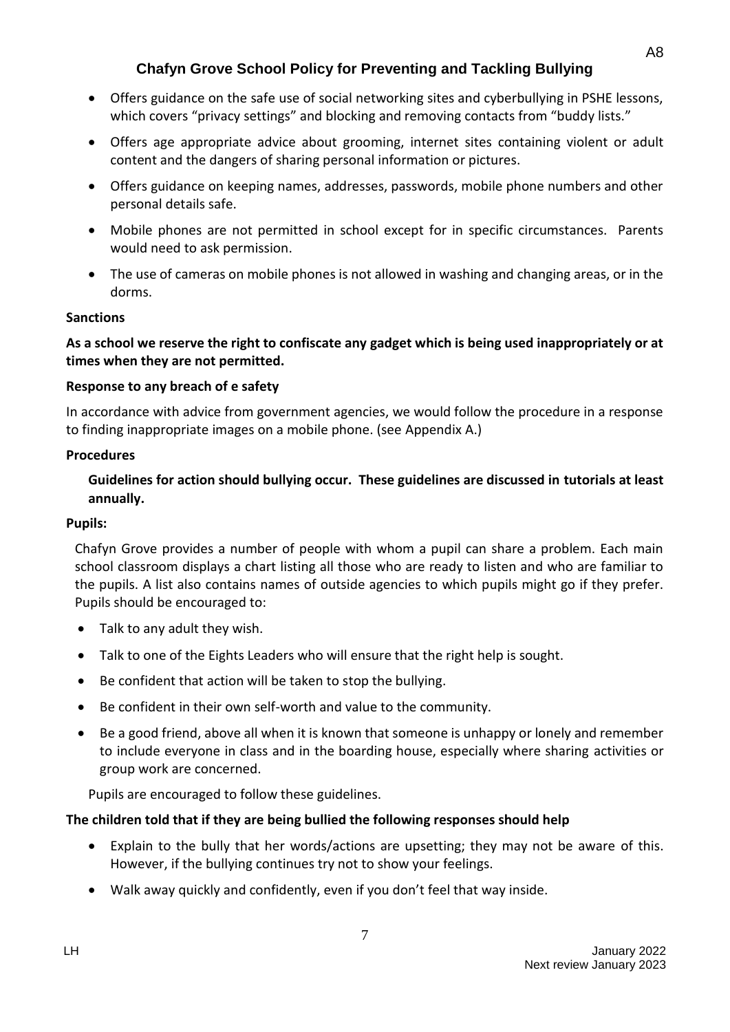- Offers guidance on the safe use of social networking sites and cyberbullying in PSHE lessons, which covers "privacy settings" and blocking and removing contacts from "buddy lists."
- Offers age appropriate advice about grooming, internet sites containing violent or adult content and the dangers of sharing personal information or pictures.
- Offers guidance on keeping names, addresses, passwords, mobile phone numbers and other personal details safe.
- Mobile phones are not permitted in school except for in specific circumstances. Parents would need to ask permission.
- The use of cameras on mobile phones is not allowed in washing and changing areas, or in the dorms.

**Sanctions**

**As a school we reserve the right to confiscate any gadget which is being used inappropriately or at times when they are not permitted.**

**Response to any breach of e safety**

In accordance with advice from government agencies, we would follow the procedure in a response to finding inappropriate images on a mobile phone. (see Appendix A.)

**Procedures**

**Guidelines for action should bullying occur. These guidelines are discussed in tutorials at least annually.**

**Pupils:**

Chafyn Grove provides a number of people with whom a pupil can share a problem. Each main school classroom displays a chart listing all those who are ready to listen and who are familiar to the pupils. A list also contains names of outside agencies to which pupils might go if they prefer. Pupils should be encouraged to:

- Talk to any adult they wish.
- Talk to one of the Eights Leaders who will ensure that the right help is sought.
- Be confident that action will be taken to stop the bullying.
- Be confident in their own self-worth and value to the community.
- Be a good friend, above all when it is known that someone is unhappy or lonely and remember to include everyone in class and in the boarding house, especially where sharing activities or group work are concerned.

Pupils are encouraged to follow these guidelines.

**The children told that if they are being bullied the following responses should help**

- Explain to the bully that her words/actions are upsetting; they may not be aware of this. However, if the bullying continues try not to show your feelings.
- Walk away quickly and confidently, even if you don't feel that way inside.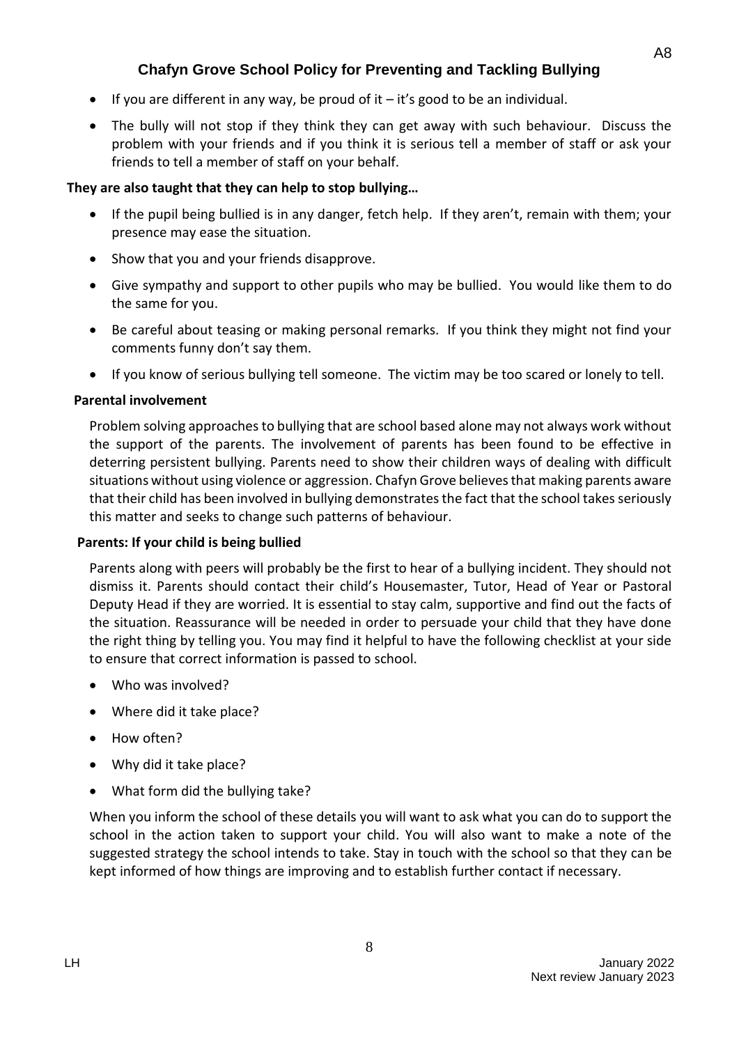- If you are different in any way, be proud of it – it's good to be an individual.
- The bully will not stop if they think they can get away with such behaviour. Discuss the problem with your friends and if you think it is serious tell a member of staff or ask your friends to tell a member of staff on your behalf.

**They are also taught that they can help to stop bullying…**

- If the pupil being bullied is in any danger, fetch help. If they aren't, remain with them; your presence may ease the situation.
- Show that you and your friends disapprove.
- Give sympathy and support to other pupils who may be bullied. You would like them to do the same for you.
- Be careful about teasing or making personal remarks. If you think they might not find your comments funny don't say them.
- If you know of serious bullying tell someone. The victim may be too scared or lonely to tell.

**Parental involvement**

Problem solving approaches to bullying that are school based alone may not always work without the support of the parents. The involvement of parents has been found to be effective in deterring persistent bullying. Parents need to show their children ways of dealing with difficult situations without using violence or aggression. Chafyn Grove believes that making parents aware that their child has been involved in bullying demonstrates the fact that the school takes seriously this matter and seeks to change such patterns of behaviour.

**Parents: If your child is being bullied**

Parents along with peers will probably be the first to hear of a bullying incident. They should not dismiss it. Parents should contact their child's Housemaster, Tutor, Head of Year or Pastoral Deputy Head if they are worried. It is essential to stay calm, supportive and find out the facts of the situation. Reassurance will be needed in order to persuade your child that they have done the right thing by telling you. You may find it helpful to have the following checklist at your side to ensure that correct information is passed to school.

- Who was involved?
- Where did it take place?
- How often?
- Why did it take place?
- What form did the bullying take?

When you inform the school of these details you will want to ask what you can do to support the school in the action taken to support your child. You will also want to make a note of the suggested strategy the school intends to take. Stay in touch with the school so that they can be kept informed of how things are improving and to establish further contact if necessary.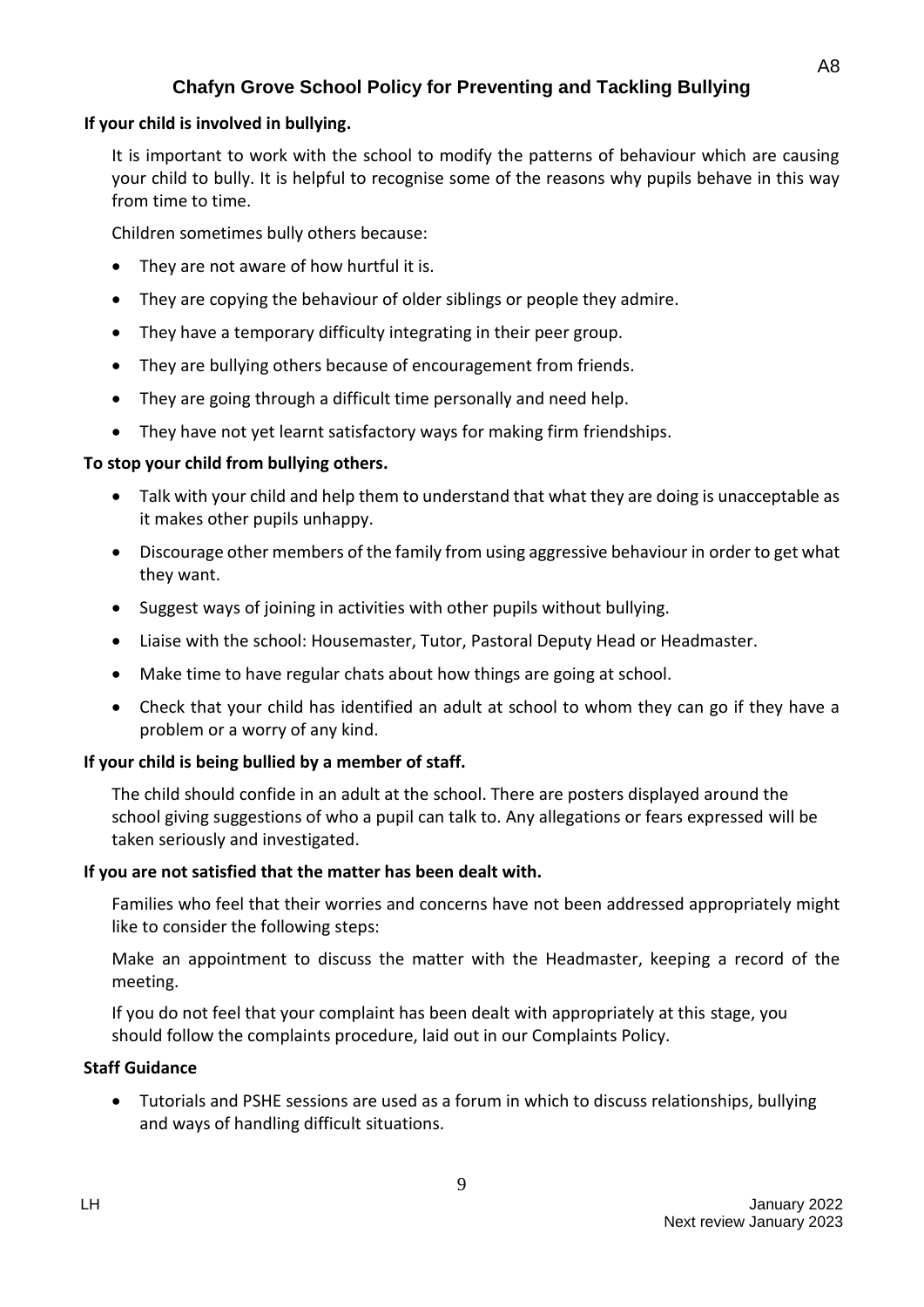# Chafyn Grove School Policy for Preventing and Tackling Bullying

**If your child is involved in bullying.**

It is important to work with the school to modify the patterns of behaviour which are causing your child to bully. It is helpful to recognise some of the reasons why pupils behave in this way from time to time.

Children sometimes bully others because:

- They are not aware of how hurtful it is.
- They are copying the behaviour of older siblings or people they admire.
- They have a temporary difficulty integrating in their peer group.
- They are bullying others because of encouragement from friends.
- They are going through a difficult time personally and need help.
- They have not yet learnt satisfactory ways for making firm friendships.

**To stop your child from bullying others.**

- Talk with your child and help them to understand that what they are doing is unacceptable as it makes other pupils unhappy.
- Discourage other members of the family from using aggressive behaviour in order to get what they want.
- Suggest ways of joining in activities with other pupils without bullying.
- Liaise with the school: Housemaster, Tutor, Pastoral Deputy Head or Headmaster.
- Make time to have regular chats about how things are going at school.
- Check that your child has identified an adult at school to whom they can go if they have a problem or a worry of any kind.

**If your child is being bullied by a member of staff.**

The child should confide in an adult at the school. There are posters displayed around the school giving suggestions of who a pupil can talk to. Any allegations or fears expressed will be taken seriously and investigated.

**If you are not satisfied that the matter has been dealt with.**

Families who feel that their worries and concerns have not been addressed appropriately might like to consider the following steps:

Make an appointment to discuss the matter with the Headmaster, keeping a record of the meeting.

If you do not feel that your complaint has been dealt with appropriately at this stage, you should follow the complaints procedure, laid out in our Complaints Policy.

**Staff Guidance**

- Tutorials and PSHE sessions are used as a forum in which to discuss relationships, bullying and ways of handling difficult situations.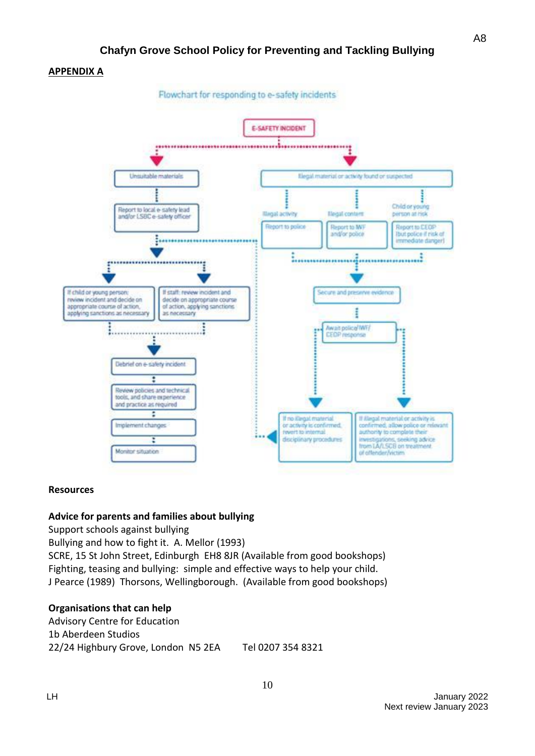# Chafyn Grove School Policy for Preventing and Tackling Bullying

## APPENDIX A

Flowchart for responding to e-safety incidents

E-SAFETY INCIDENT

Unsuitable materials

Report to local e-safety lead and/or LSBC e-safety officer

If child or young person: review incident and decide on appropriate course of action, applying sanctions as necessary

If staff: review incident and decide on appropriate course of action, applying sanctions as necessary

Debrief on e-safety incident

Review policies and technical tools, and share experience and practice as required

Implement changes

Monitor situation

Illegal material or activity found or suspected

Illegal activity

Report to police

Illegal content

Report to IWF and/or police

Child or young person at risk

Report to CEOP (but police if risk of immediate danger)

Secure and preserve evidence

Await police/IWF/CEOP response

If no illegal material or activity is confirmed, revert to internal disciplinary procedures

If illegal material or activity is confirmed, allow police or relevant authority to complete their investigations, seeking advice from LA/LSCB on treatment of offender/victim

**Resources**

**Advice for parents and families about bullying**

Support schools against bullying

Bullying and how to fight it. A. Mellor (1993)

SCRE, 15 St John Street, Edinburgh EH8 8JR (Available from good bookshops)

Fighting, teasing and bullying: simple and effective ways to help your child.

J Pearce (1989) Thorsons, Wellingborough. (Available from good bookshops)

**Organisations that can help**

Advisory Centre for Education

1b Aberdeen Studios

22/24 Highbury Grove, London N5 2EA Tel 0207 354 8321